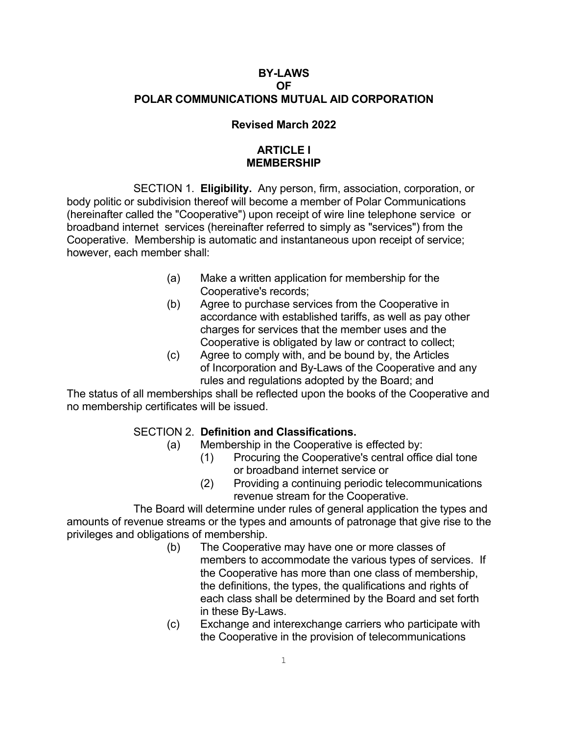# BY-LAWS
# OF
# POLAR COMMUNICATIONS MUTUAL AID CORPORATION

**Revised March 2022**

## ARTICLE I
## MEMBERSHIP

SECTION 1. **Eligibility.** Any person, firm, association, corporation, or body politic or subdivision thereof will become a member of Polar Communications (hereinafter called the "Cooperative") upon receipt of wire line telephone service or broadband internet services (hereinafter referred to simply as "services") from the Cooperative. Membership is automatic and instantaneous upon receipt of service; however, each member shall:

- (a) Make a written application for membership for the Cooperative's records;
- (b) Agree to purchase services from the Cooperative in accordance with established tariffs, as well as pay other charges for services that the member uses and the Cooperative is obligated by law or contract to collect;
- (c) Agree to comply with, and be bound by, the Articles of Incorporation and By-Laws of the Cooperative and any rules and regulations adopted by the Board; and

The status of all memberships shall be reflected upon the books of the Cooperative and no membership certificates will be issued.

SECTION 2. **Definition and Classifications.**

- (a) Membership in the Cooperative is effected by:
  - (1) Procuring the Cooperative's central office dial tone or broadband internet service or
  - (2) Providing a continuing periodic telecommunications revenue stream for the Cooperative.

The Board will determine under rules of general application the types and amounts of revenue streams or the types and amounts of patronage that give rise to the privileges and obligations of membership.

- (b) The Cooperative may have one or more classes of members to accommodate the various types of services. If the Cooperative has more than one class of membership, the definitions, the types, the qualifications and rights of each class shall be determined by the Board and set forth in these By-Laws.
- (c) Exchange and interexchange carriers who participate with the Cooperative in the provision of telecommunications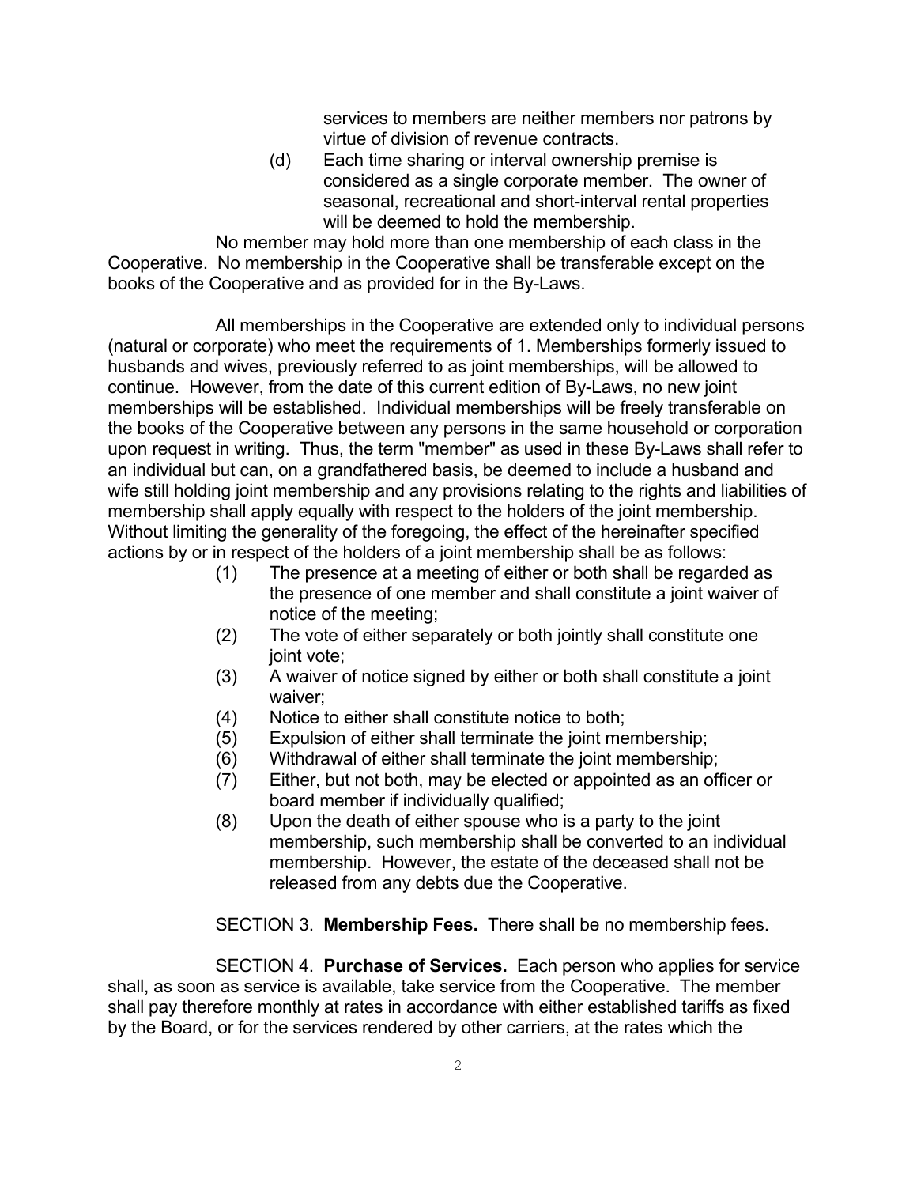services to members are neither members nor patrons by virtue of division of revenue contracts.

(d) Each time sharing or interval ownership premise is considered as a single corporate member. The owner of seasonal, recreational and short-interval rental properties will be deemed to hold the membership.

No member may hold more than one membership of each class in the Cooperative. No membership in the Cooperative shall be transferable except on the books of the Cooperative and as provided for in the By-Laws.

All memberships in the Cooperative are extended only to individual persons (natural or corporate) who meet the requirements of 1. Memberships formerly issued to husbands and wives, previously referred to as joint memberships, will be allowed to continue. However, from the date of this current edition of By-Laws, no new joint memberships will be established. Individual memberships will be freely transferable on the books of the Cooperative between any persons in the same household or corporation upon request in writing. Thus, the term "member" as used in these By-Laws shall refer to an individual but can, on a grandfathered basis, be deemed to include a husband and wife still holding joint membership and any provisions relating to the rights and liabilities of membership shall apply equally with respect to the holders of the joint membership. Without limiting the generality of the foregoing, the effect of the hereinafter specified actions by or in respect of the holders of a joint membership shall be as follows:

(1) The presence at a meeting of either or both shall be regarded as the presence of one member and shall constitute a joint waiver of notice of the meeting;

(2) The vote of either separately or both jointly shall constitute one joint vote;

(3) A waiver of notice signed by either or both shall constitute a joint waiver;

(4) Notice to either shall constitute notice to both;

(5) Expulsion of either shall terminate the joint membership;

(6) Withdrawal of either shall terminate the joint membership;

(7) Either, but not both, may be elected or appointed as an officer or board member if individually qualified;

(8) Upon the death of either spouse who is a party to the joint membership, such membership shall be converted to an individual membership. However, the estate of the deceased shall not be released from any debts due the Cooperative.

SECTION 3. **Membership Fees.** There shall be no membership fees.

SECTION 4. **Purchase of Services.** Each person who applies for service shall, as soon as service is available, take service from the Cooperative. The member shall pay therefore monthly at rates in accordance with either established tariffs as fixed by the Board, or for the services rendered by other carriers, at the rates which the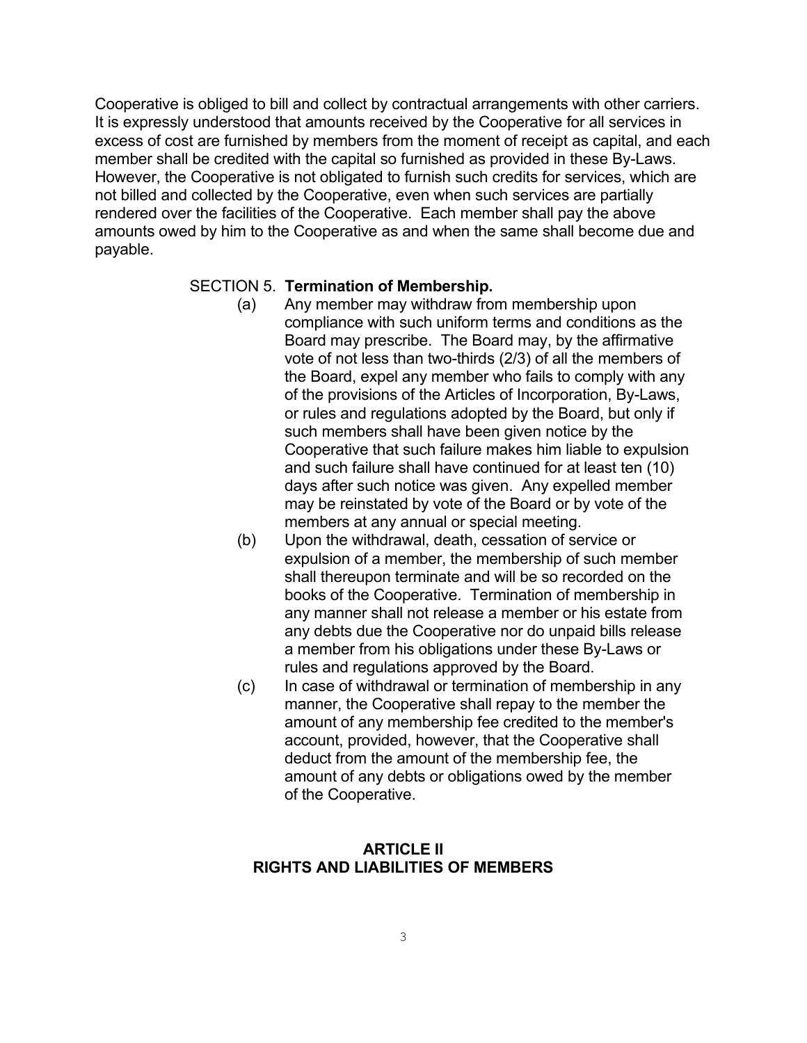Cooperative is obliged to bill and collect by contractual arrangements with other carriers. It is expressly understood that amounts received by the Cooperative for all services in excess of cost are furnished by members from the moment of receipt as capital, and each member shall be credited with the capital so furnished as provided in these By-Laws. However, the Cooperative is not obligated to furnish such credits for services, which are not billed and collected by the Cooperative, even when such services are partially rendered over the facilities of the Cooperative. Each member shall pay the above amounts owed by him to the Cooperative as and when the same shall become due and payable.

SECTION 5. **Termination of Membership.**

(a) Any member may withdraw from membership upon compliance with such uniform terms and conditions as the Board may prescribe. The Board may, by the affirmative vote of not less than two-thirds (2/3) of all the members of the Board, expel any member who fails to comply with any of the provisions of the Articles of Incorporation, By-Laws, or rules and regulations adopted by the Board, but only if such members shall have been given notice by the Cooperative that such failure makes him liable to expulsion and such failure shall have continued for at least ten (10) days after such notice was given. Any expelled member may be reinstated by vote of the Board or by vote of the members at any annual or special meeting.

(b) Upon the withdrawal, death, cessation of service or expulsion of a member, the membership of such member shall thereupon terminate and will be so recorded on the books of the Cooperative. Termination of membership in any manner shall not release a member or his estate from any debts due the Cooperative nor do unpaid bills release a member from his obligations under these By-Laws or rules and regulations approved by the Board.

(c) In case of withdrawal or termination of membership in any manner, the Cooperative shall repay to the member the amount of any membership fee credited to the member's account, provided, however, that the Cooperative shall deduct from the amount of the membership fee, the amount of any debts or obligations owed by the member of the Cooperative.

## ARTICLE II
## RIGHTS AND LIABILITIES OF MEMBERS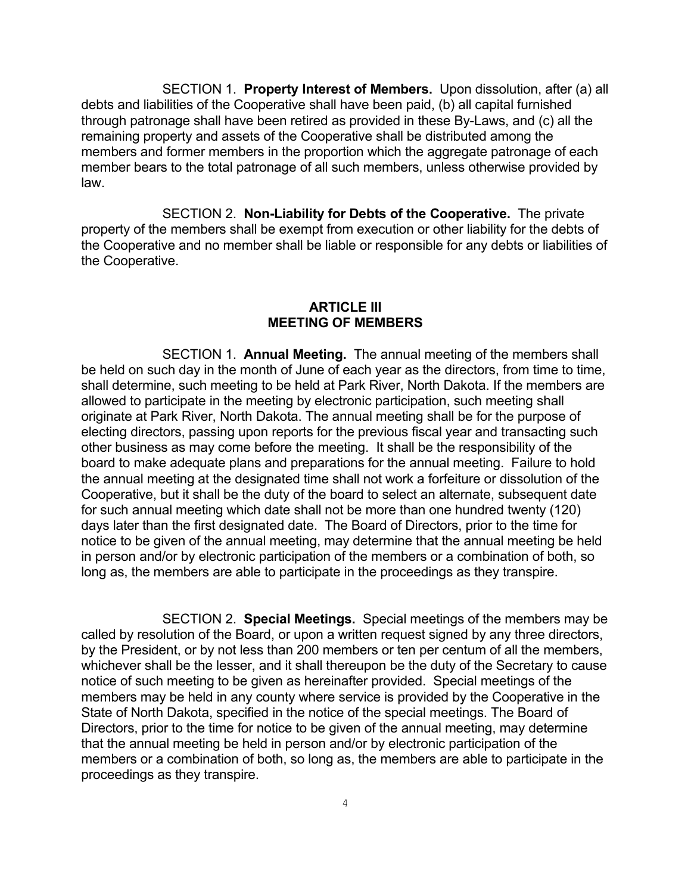SECTION 1. **Property Interest of Members.** Upon dissolution, after (a) all debts and liabilities of the Cooperative shall have been paid, (b) all capital furnished through patronage shall have been retired as provided in these By-Laws, and (c) all the remaining property and assets of the Cooperative shall be distributed among the members and former members in the proportion which the aggregate patronage of each member bears to the total patronage of all such members, unless otherwise provided by law.

SECTION 2. **Non-Liability for Debts of the Cooperative.** The private property of the members shall be exempt from execution or other liability for the debts of the Cooperative and no member shall be liable or responsible for any debts or liabilities of the Cooperative.

## ARTICLE III
## MEETING OF MEMBERS

SECTION 1. **Annual Meeting.** The annual meeting of the members shall be held on such day in the month of June of each year as the directors, from time to time, shall determine, such meeting to be held at Park River, North Dakota. If the members are allowed to participate in the meeting by electronic participation, such meeting shall originate at Park River, North Dakota. The annual meeting shall be for the purpose of electing directors, passing upon reports for the previous fiscal year and transacting such other business as may come before the meeting. It shall be the responsibility of the board to make adequate plans and preparations for the annual meeting. Failure to hold the annual meeting at the designated time shall not work a forfeiture or dissolution of the Cooperative, but it shall be the duty of the board to select an alternate, subsequent date for such annual meeting which date shall not be more than one hundred twenty (120) days later than the first designated date. The Board of Directors, prior to the time for notice to be given of the annual meeting, may determine that the annual meeting be held in person and/or by electronic participation of the members or a combination of both, so long as, the members are able to participate in the proceedings as they transpire.

SECTION 2. **Special Meetings.** Special meetings of the members may be called by resolution of the Board, or upon a written request signed by any three directors, by the President, or by not less than 200 members or ten per centum of all the members, whichever shall be the lesser, and it shall thereupon be the duty of the Secretary to cause notice of such meeting to be given as hereinafter provided. Special meetings of the members may be held in any county where service is provided by the Cooperative in the State of North Dakota, specified in the notice of the special meetings. The Board of Directors, prior to the time for notice to be given of the annual meeting, may determine that the annual meeting be held in person and/or by electronic participation of the members or a combination of both, so long as, the members are able to participate in the proceedings as they transpire.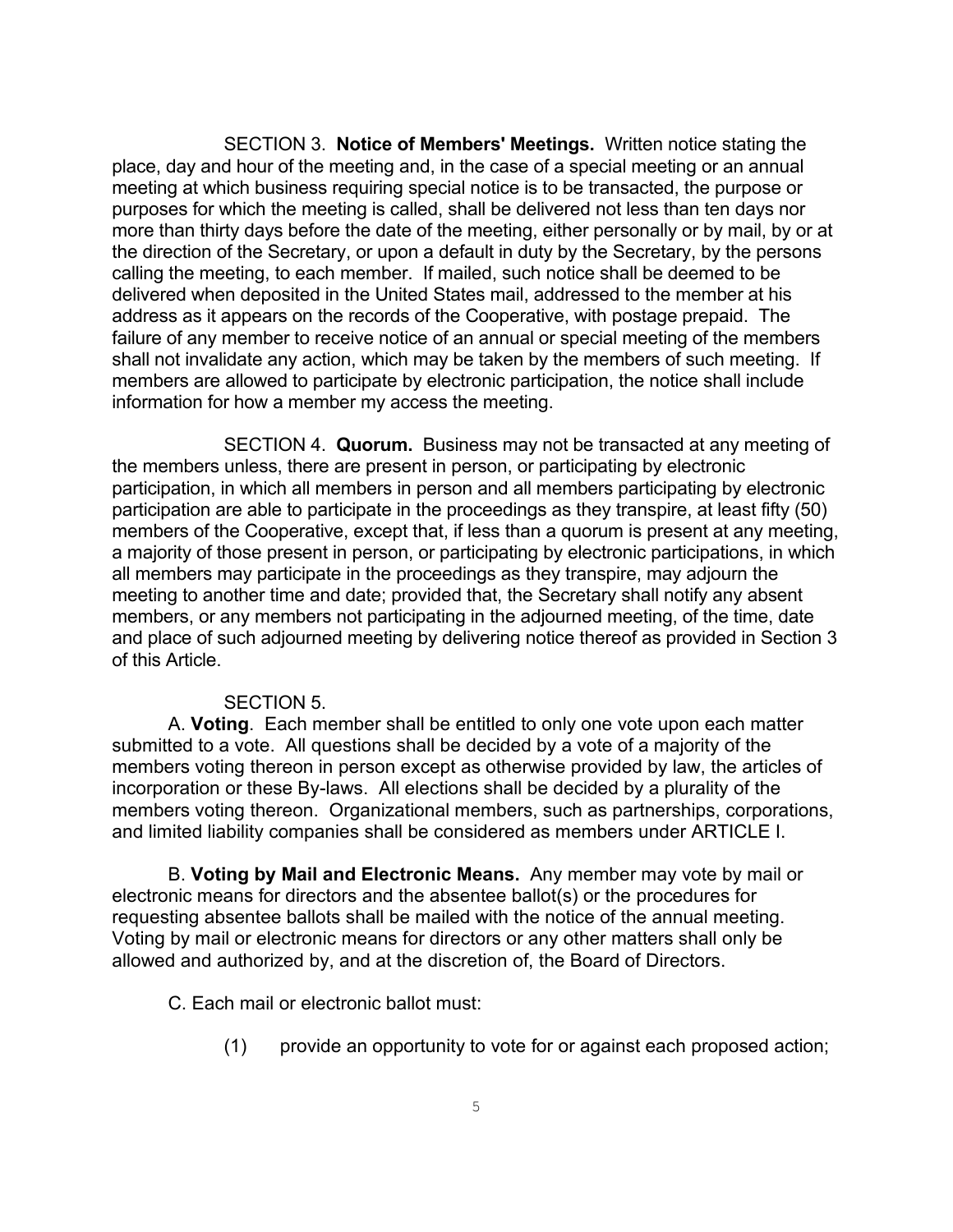SECTION 3. **Notice of Members' Meetings.** Written notice stating the place, day and hour of the meeting and, in the case of a special meeting or an annual meeting at which business requiring special notice is to be transacted, the purpose or purposes for which the meeting is called, shall be delivered not less than ten days nor more than thirty days before the date of the meeting, either personally or by mail, by or at the direction of the Secretary, or upon a default in duty by the Secretary, by the persons calling the meeting, to each member. If mailed, such notice shall be deemed to be delivered when deposited in the United States mail, addressed to the member at his address as it appears on the records of the Cooperative, with postage prepaid. The failure of any member to receive notice of an annual or special meeting of the members shall not invalidate any action, which may be taken by the members of such meeting. If members are allowed to participate by electronic participation, the notice shall include information for how a member my access the meeting.

SECTION 4. **Quorum.** Business may not be transacted at any meeting of the members unless, there are present in person, or participating by electronic participation, in which all members in person and all members participating by electronic participation are able to participate in the proceedings as they transpire, at least fifty (50) members of the Cooperative, except that, if less than a quorum is present at any meeting, a majority of those present in person, or participating by electronic participations, in which all members may participate in the proceedings as they transpire, may adjourn the meeting to another time and date; provided that, the Secretary shall notify any absent members, or any members not participating in the adjourned meeting, of the time, date and place of such adjourned meeting by delivering notice thereof as provided in Section 3 of this Article.

SECTION 5.

A. **Voting**. Each member shall be entitled to only one vote upon each matter submitted to a vote. All questions shall be decided by a vote of a majority of the members voting thereon in person except as otherwise provided by law, the articles of incorporation or these By-laws. All elections shall be decided by a plurality of the members voting thereon. Organizational members, such as partnerships, corporations, and limited liability companies shall be considered as members under ARTICLE I.

B. **Voting by Mail and Electronic Means.** Any member may vote by mail or electronic means for directors and the absentee ballot(s) or the procedures for requesting absentee ballots shall be mailed with the notice of the annual meeting. Voting by mail or electronic means for directors or any other matters shall only be allowed and authorized by, and at the discretion of, the Board of Directors.

C. Each mail or electronic ballot must:

(1) provide an opportunity to vote for or against each proposed action;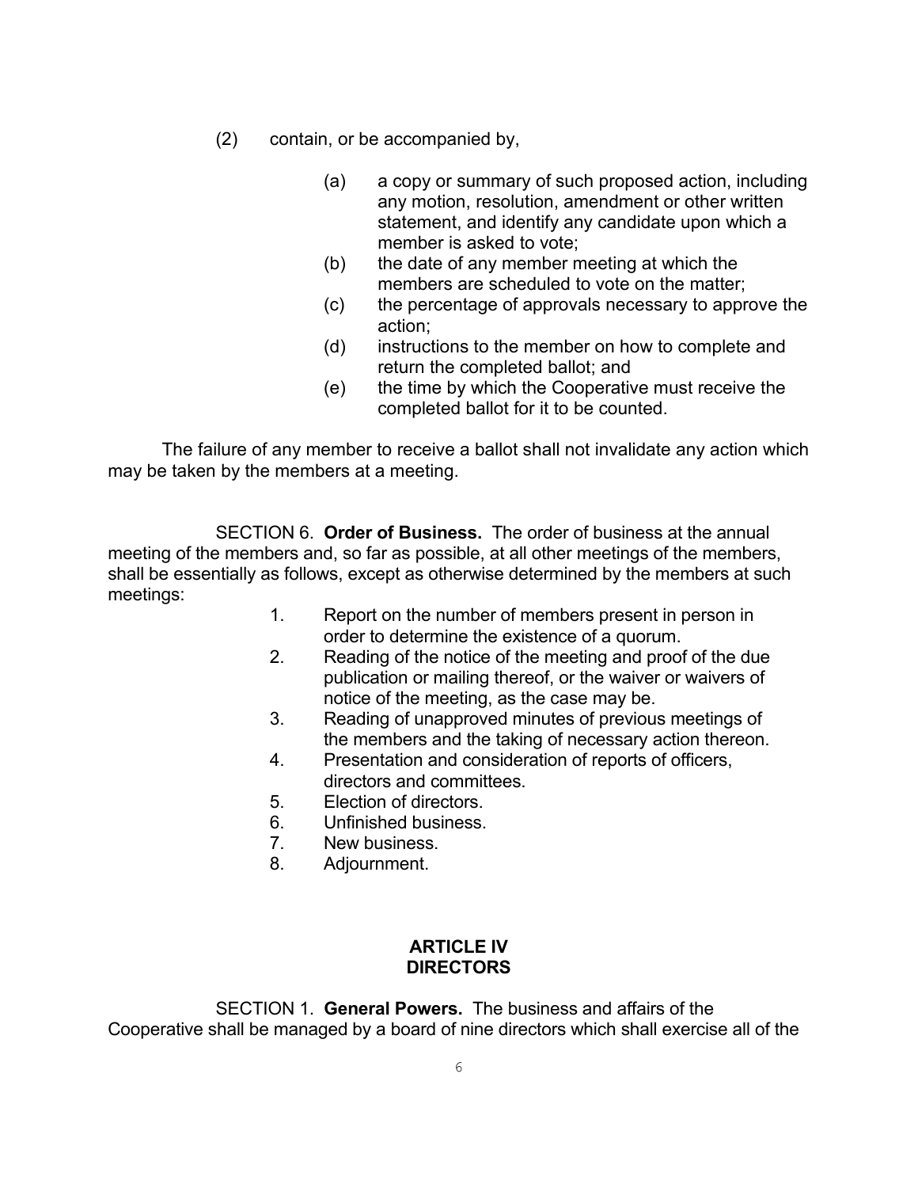(2) contain, or be accompanied by,

- (a) a copy or summary of such proposed action, including any motion, resolution, amendment or other written statement, and identify any candidate upon which a member is asked to vote;
- (b) the date of any member meeting at which the members are scheduled to vote on the matter;
- (c) the percentage of approvals necessary to approve the action;
- (d) instructions to the member on how to complete and return the completed ballot; and
- (e) the time by which the Cooperative must receive the completed ballot for it to be counted.

The failure of any member to receive a ballot shall not invalidate any action which may be taken by the members at a meeting.

SECTION 6. **Order of Business.** The order of business at the annual meeting of the members and, so far as possible, at all other meetings of the members, shall be essentially as follows, except as otherwise determined by the members at such meetings:

1. Report on the number of members present in person in order to determine the existence of a quorum.
2. Reading of the notice of the meeting and proof of the due publication or mailing thereof, or the waiver or waivers of notice of the meeting, as the case may be.
3. Reading of unapproved minutes of previous meetings of the members and the taking of necessary action thereon.
4. Presentation and consideration of reports of officers, directors and committees.
5. Election of directors.
6. Unfinished business.
7. New business.
8. Adjournment.

## ARTICLE IV
## DIRECTORS

SECTION 1. **General Powers.** The business and affairs of the Cooperative shall be managed by a board of nine directors which shall exercise all of the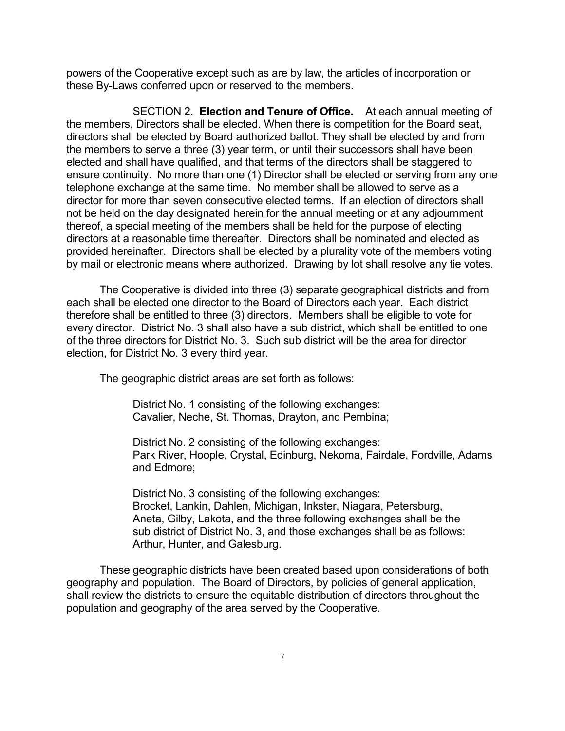powers of the Cooperative except such as are by law, the articles of incorporation or these By-Laws conferred upon or reserved to the members.

SECTION 2. **Election and Tenure of Office.** At each annual meeting of the members, Directors shall be elected. When there is competition for the Board seat, directors shall be elected by Board authorized ballot. They shall be elected by and from the members to serve a three (3) year term, or until their successors shall have been elected and shall have qualified, and that terms of the directors shall be staggered to ensure continuity. No more than one (1) Director shall be elected or serving from any one telephone exchange at the same time. No member shall be allowed to serve as a director for more than seven consecutive elected terms. If an election of directors shall not be held on the day designated herein for the annual meeting or at any adjournment thereof, a special meeting of the members shall be held for the purpose of electing directors at a reasonable time thereafter. Directors shall be nominated and elected as provided hereinafter. Directors shall be elected by a plurality vote of the members voting by mail or electronic means where authorized. Drawing by lot shall resolve any tie votes.

The Cooperative is divided into three (3) separate geographical districts and from each shall be elected one director to the Board of Directors each year. Each district therefore shall be entitled to three (3) directors. Members shall be eligible to vote for every director. District No. 3 shall also have a sub district, which shall be entitled to one of the three directors for District No. 3. Such sub district will be the area for director election, for District No. 3 every third year.

The geographic district areas are set forth as follows:

District No. 1 consisting of the following exchanges:
Cavalier, Neche, St. Thomas, Drayton, and Pembina;

District No. 2 consisting of the following exchanges:
Park River, Hoople, Crystal, Edinburg, Nekoma, Fairdale, Fordville, Adams and Edmore;

District No. 3 consisting of the following exchanges:
Brocket, Lankin, Dahlen, Michigan, Inkster, Niagara, Petersburg, Aneta, Gilby, Lakota, and the three following exchanges shall be the sub district of District No. 3, and those exchanges shall be as follows: Arthur, Hunter, and Galesburg.

These geographic districts have been created based upon considerations of both geography and population. The Board of Directors, by policies of general application, shall review the districts to ensure the equitable distribution of directors throughout the population and geography of the area served by the Cooperative.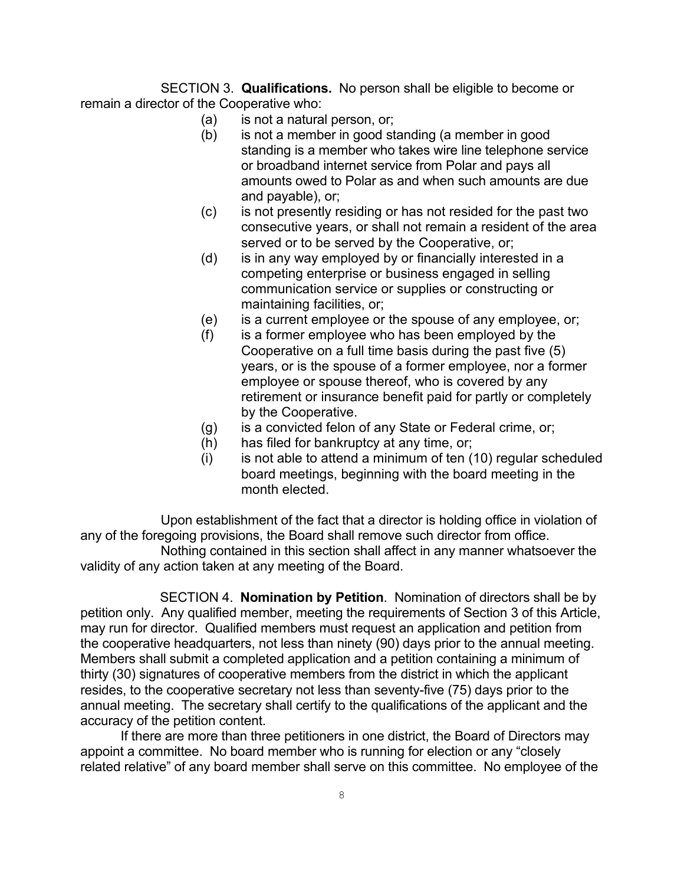SECTION 3. **Qualifications.** No person shall be eligible to become or remain a director of the Cooperative who:

(a) is not a natural person, or;

(b) is not a member in good standing (a member in good standing is a member who takes wire line telephone service or broadband internet service from Polar and pays all amounts owed to Polar as and when such amounts are due and payable), or;

(c) is not presently residing or has not resided for the past two consecutive years, or shall not remain a resident of the area served or to be served by the Cooperative, or;

(d) is in any way employed by or financially interested in a competing enterprise or business engaged in selling communication service or supplies or constructing or maintaining facilities, or;

(e) is a current employee or the spouse of any employee, or;

(f) is a former employee who has been employed by the Cooperative on a full time basis during the past five (5) years, or is the spouse of a former employee, nor a former employee or spouse thereof, who is covered by any retirement or insurance benefit paid for partly or completely by the Cooperative.

(g) is a convicted felon of any State or Federal crime, or;

(h) has filed for bankruptcy at any time, or;

(i) is not able to attend a minimum of ten (10) regular scheduled board meetings, beginning with the board meeting in the month elected.

Upon establishment of the fact that a director is holding office in violation of any of the foregoing provisions, the Board shall remove such director from office.

Nothing contained in this section shall affect in any manner whatsoever the validity of any action taken at any meeting of the Board.

SECTION 4. **Nomination by Petition**. Nomination of directors shall be by petition only. Any qualified member, meeting the requirements of Section 3 of this Article, may run for director. Qualified members must request an application and petition from the cooperative headquarters, not less than ninety (90) days prior to the annual meeting. Members shall submit a completed application and a petition containing a minimum of thirty (30) signatures of cooperative members from the district in which the applicant resides, to the cooperative secretary not less than seventy-five (75) days prior to the annual meeting. The secretary shall certify to the qualifications of the applicant and the accuracy of the petition content.

If there are more than three petitioners in one district, the Board of Directors may appoint a committee. No board member who is running for election or any "closely related relative" of any board member shall serve on this committee. No employee of the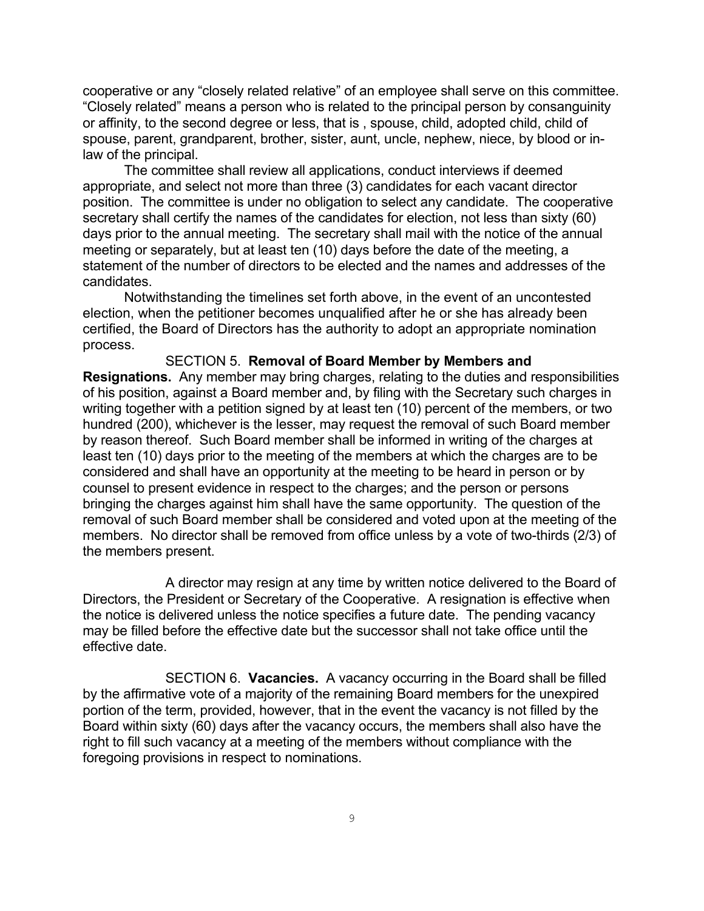cooperative or any "closely related relative" of an employee shall serve on this committee. "Closely related" means a person who is related to the principal person by consanguinity or affinity, to the second degree or less, that is , spouse, child, adopted child, child of spouse, parent, grandparent, brother, sister, aunt, uncle, nephew, niece, by blood or in-law of the principal.

The committee shall review all applications, conduct interviews if deemed appropriate, and select not more than three (3) candidates for each vacant director position. The committee is under no obligation to select any candidate. The cooperative secretary shall certify the names of the candidates for election, not less than sixty (60) days prior to the annual meeting. The secretary shall mail with the notice of the annual meeting or separately, but at least ten (10) days before the date of the meeting, a statement of the number of directors to be elected and the names and addresses of the candidates.

Notwithstanding the timelines set forth above, in the event of an uncontested election, when the petitioner becomes unqualified after he or she has already been certified, the Board of Directors has the authority to adopt an appropriate nomination process.

SECTION 5. **Removal of Board Member by Members and Resignations.** Any member may bring charges, relating to the duties and responsibilities of his position, against a Board member and, by filing with the Secretary such charges in writing together with a petition signed by at least ten (10) percent of the members, or two hundred (200), whichever is the lesser, may request the removal of such Board member by reason thereof. Such Board member shall be informed in writing of the charges at least ten (10) days prior to the meeting of the members at which the charges are to be considered and shall have an opportunity at the meeting to be heard in person or by counsel to present evidence in respect to the charges; and the person or persons bringing the charges against him shall have the same opportunity. The question of the removal of such Board member shall be considered and voted upon at the meeting of the members. No director shall be removed from office unless by a vote of two-thirds (2/3) of the members present.

A director may resign at any time by written notice delivered to the Board of Directors, the President or Secretary of the Cooperative. A resignation is effective when the notice is delivered unless the notice specifies a future date. The pending vacancy may be filled before the effective date but the successor shall not take office until the effective date.

SECTION 6. **Vacancies.** A vacancy occurring in the Board shall be filled by the affirmative vote of a majority of the remaining Board members for the unexpired portion of the term, provided, however, that in the event the vacancy is not filled by the Board within sixty (60) days after the vacancy occurs, the members shall also have the right to fill such vacancy at a meeting of the members without compliance with the foregoing provisions in respect to nominations.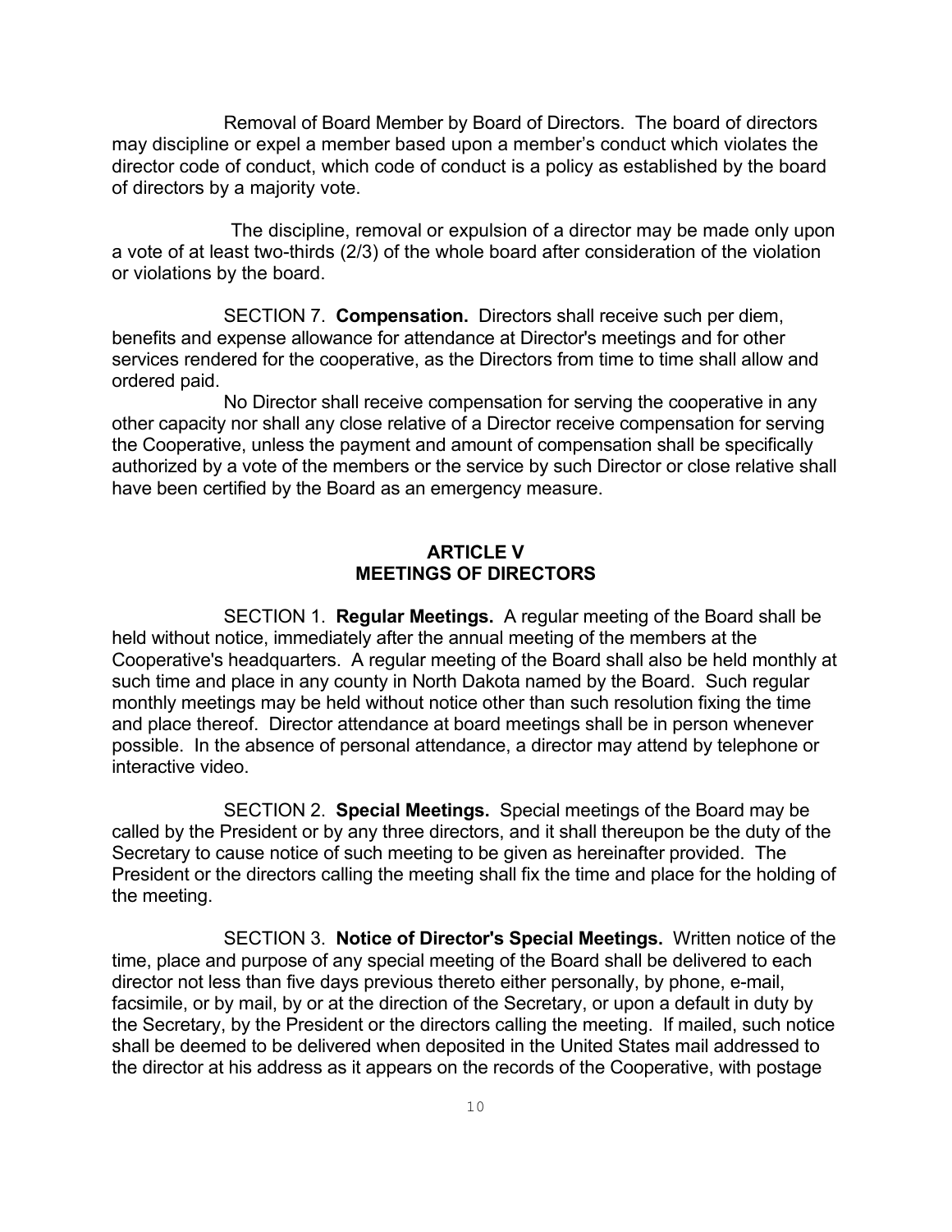Removal of Board Member by Board of Directors. The board of directors may discipline or expel a member based upon a member's conduct which violates the director code of conduct, which code of conduct is a policy as established by the board of directors by a majority vote.

The discipline, removal or expulsion of a director may be made only upon a vote of at least two-thirds (2/3) of the whole board after consideration of the violation or violations by the board.

SECTION 7. **Compensation.** Directors shall receive such per diem, benefits and expense allowance for attendance at Director's meetings and for other services rendered for the cooperative, as the Directors from time to time shall allow and ordered paid.

No Director shall receive compensation for serving the cooperative in any other capacity nor shall any close relative of a Director receive compensation for serving the Cooperative, unless the payment and amount of compensation shall be specifically authorized by a vote of the members or the service by such Director or close relative shall have been certified by the Board as an emergency measure.

## ARTICLE V
## MEETINGS OF DIRECTORS

SECTION 1. **Regular Meetings.** A regular meeting of the Board shall be held without notice, immediately after the annual meeting of the members at the Cooperative's headquarters. A regular meeting of the Board shall also be held monthly at such time and place in any county in North Dakota named by the Board. Such regular monthly meetings may be held without notice other than such resolution fixing the time and place thereof. Director attendance at board meetings shall be in person whenever possible. In the absence of personal attendance, a director may attend by telephone or interactive video.

SECTION 2. **Special Meetings.** Special meetings of the Board may be called by the President or by any three directors, and it shall thereupon be the duty of the Secretary to cause notice of such meeting to be given as hereinafter provided. The President or the directors calling the meeting shall fix the time and place for the holding of the meeting.

SECTION 3. **Notice of Director's Special Meetings.** Written notice of the time, place and purpose of any special meeting of the Board shall be delivered to each director not less than five days previous thereto either personally, by phone, e-mail, facsimile, or by mail, by or at the direction of the Secretary, or upon a default in duty by the Secretary, by the President or the directors calling the meeting. If mailed, such notice shall be deemed to be delivered when deposited in the United States mail addressed to the director at his address as it appears on the records of the Cooperative, with postage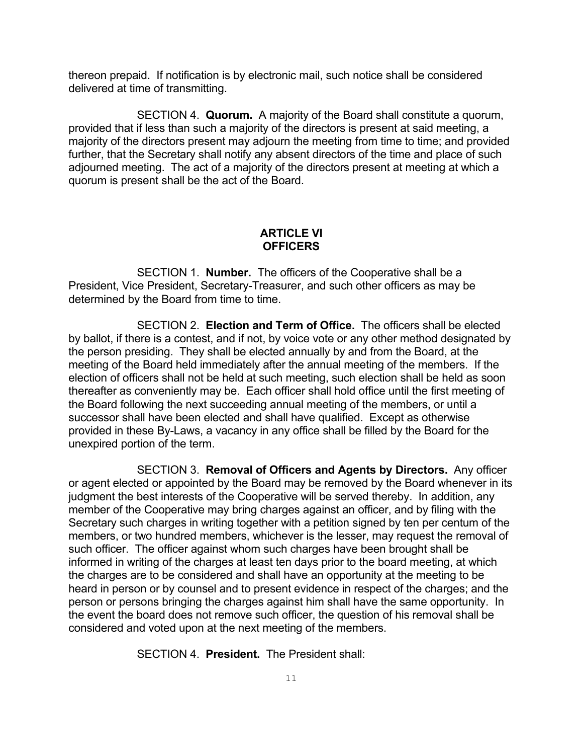thereon prepaid. If notification is by electronic mail, such notice shall be considered delivered at time of transmitting.

SECTION 4. **Quorum.** A majority of the Board shall constitute a quorum, provided that if less than such a majority of the directors is present at said meeting, a majority of the directors present may adjourn the meeting from time to time; and provided further, that the Secretary shall notify any absent directors of the time and place of such adjourned meeting. The act of a majority of the directors present at meeting at which a quorum is present shall be the act of the Board.

## ARTICLE VI
## OFFICERS

SECTION 1. **Number.** The officers of the Cooperative shall be a President, Vice President, Secretary-Treasurer, and such other officers as may be determined by the Board from time to time.

SECTION 2. **Election and Term of Office.** The officers shall be elected by ballot, if there is a contest, and if not, by voice vote or any other method designated by the person presiding. They shall be elected annually by and from the Board, at the meeting of the Board held immediately after the annual meeting of the members. If the election of officers shall not be held at such meeting, such election shall be held as soon thereafter as conveniently may be. Each officer shall hold office until the first meeting of the Board following the next succeeding annual meeting of the members, or until a successor shall have been elected and shall have qualified. Except as otherwise provided in these By-Laws, a vacancy in any office shall be filled by the Board for the unexpired portion of the term.

SECTION 3. **Removal of Officers and Agents by Directors.** Any officer or agent elected or appointed by the Board may be removed by the Board whenever in its judgment the best interests of the Cooperative will be served thereby. In addition, any member of the Cooperative may bring charges against an officer, and by filing with the Secretary such charges in writing together with a petition signed by ten per centum of the members, or two hundred members, whichever is the lesser, may request the removal of such officer. The officer against whom such charges have been brought shall be informed in writing of the charges at least ten days prior to the board meeting, at which the charges are to be considered and shall have an opportunity at the meeting to be heard in person or by counsel and to present evidence in respect of the charges; and the person or persons bringing the charges against him shall have the same opportunity. In the event the board does not remove such officer, the question of his removal shall be considered and voted upon at the next meeting of the members.

SECTION 4. **President.** The President shall: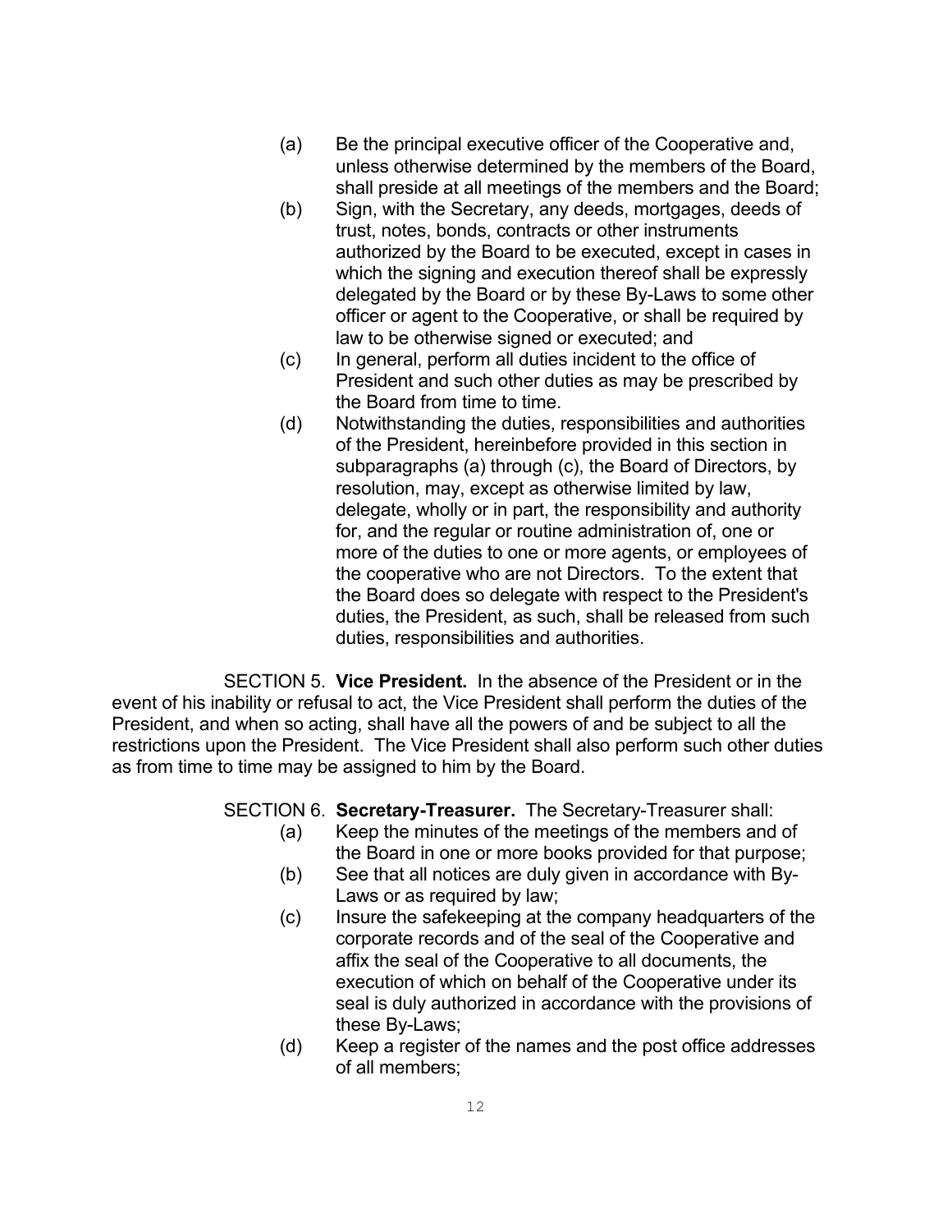(a) Be the principal executive officer of the Cooperative and, unless otherwise determined by the members of the Board, shall preside at all meetings of the members and the Board;

(b) Sign, with the Secretary, any deeds, mortgages, deeds of trust, notes, bonds, contracts or other instruments authorized by the Board to be executed, except in cases in which the signing and execution thereof shall be expressly delegated by the Board or by these By-Laws to some other officer or agent to the Cooperative, or shall be required by law to be otherwise signed or executed; and

(c) In general, perform all duties incident to the office of President and such other duties as may be prescribed by the Board from time to time.

(d) Notwithstanding the duties, responsibilities and authorities of the President, hereinbefore provided in this section in subparagraphs (a) through (c), the Board of Directors, by resolution, may, except as otherwise limited by law, delegate, wholly or in part, the responsibility and authority for, and the regular or routine administration of, one or more of the duties to one or more agents, or employees of the cooperative who are not Directors. To the extent that the Board does so delegate with respect to the President's duties, the President, as such, shall be released from such duties, responsibilities and authorities.

SECTION 5. **Vice President.** In the absence of the President or in the event of his inability or refusal to act, the Vice President shall perform the duties of the President, and when so acting, shall have all the powers of and be subject to all the restrictions upon the President. The Vice President shall also perform such other duties as from time to time may be assigned to him by the Board.

SECTION 6. **Secretary-Treasurer.** The Secretary-Treasurer shall:

(a) Keep the minutes of the meetings of the members and of the Board in one or more books provided for that purpose;

(b) See that all notices are duly given in accordance with By-Laws or as required by law;

(c) Insure the safekeeping at the company headquarters of the corporate records and of the seal of the Cooperative and affix the seal of the Cooperative to all documents, the execution of which on behalf of the Cooperative under its seal is duly authorized in accordance with the provisions of these By-Laws;

(d) Keep a register of the names and the post office addresses of all members;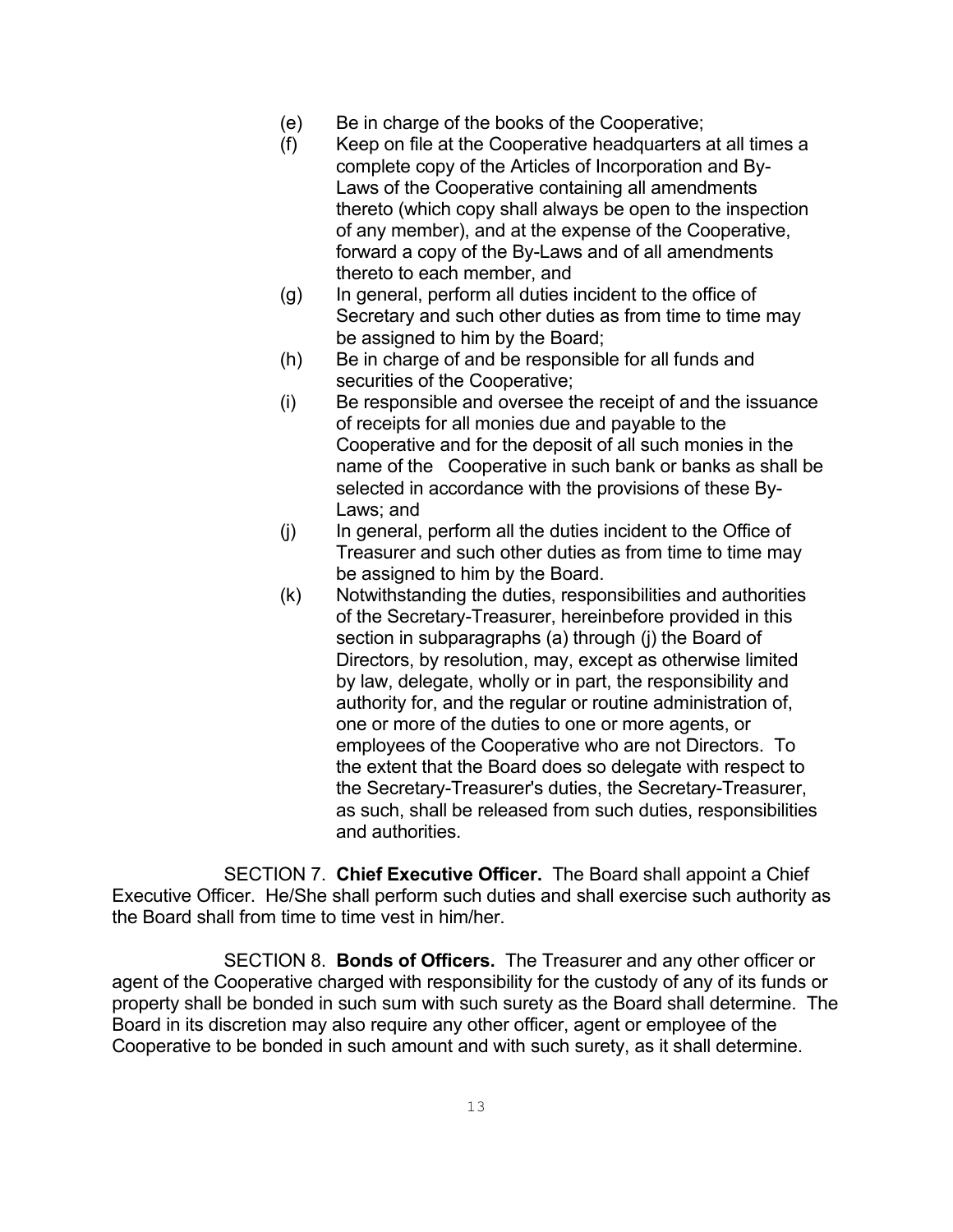(e) Be in charge of the books of the Cooperative;

(f) Keep on file at the Cooperative headquarters at all times a complete copy of the Articles of Incorporation and By-Laws of the Cooperative containing all amendments thereto (which copy shall always be open to the inspection of any member), and at the expense of the Cooperative, forward a copy of the By-Laws and of all amendments thereto to each member, and

(g) In general, perform all duties incident to the office of Secretary and such other duties as from time to time may be assigned to him by the Board;

(h) Be in charge of and be responsible for all funds and securities of the Cooperative;

(i) Be responsible and oversee the receipt of and the issuance of receipts for all monies due and payable to the Cooperative and for the deposit of all such monies in the name of the Cooperative in such bank or banks as shall be selected in accordance with the provisions of these By-Laws; and

(j) In general, perform all the duties incident to the Office of Treasurer and such other duties as from time to time may be assigned to him by the Board.

(k) Notwithstanding the duties, responsibilities and authorities of the Secretary-Treasurer, hereinbefore provided in this section in subparagraphs (a) through (j) the Board of Directors, by resolution, may, except as otherwise limited by law, delegate, wholly or in part, the responsibility and authority for, and the regular or routine administration of, one or more of the duties to one or more agents, or employees of the Cooperative who are not Directors. To the extent that the Board does so delegate with respect to the Secretary-Treasurer's duties, the Secretary-Treasurer, as such, shall be released from such duties, responsibilities and authorities.

SECTION 7. **Chief Executive Officer.** The Board shall appoint a Chief Executive Officer. He/She shall perform such duties and shall exercise such authority as the Board shall from time to time vest in him/her.

SECTION 8. **Bonds of Officers.** The Treasurer and any other officer or agent of the Cooperative charged with responsibility for the custody of any of its funds or property shall be bonded in such sum with such surety as the Board shall determine. The Board in its discretion may also require any other officer, agent or employee of the Cooperative to be bonded in such amount and with such surety, as it shall determine.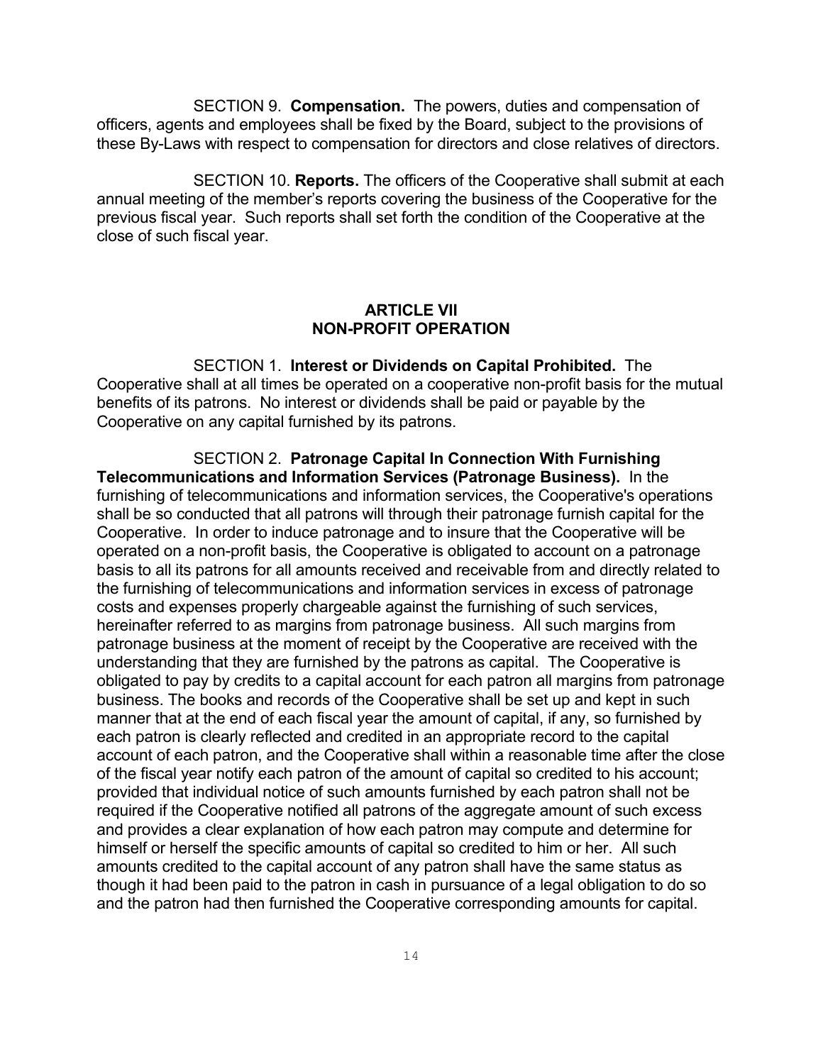SECTION 9. **Compensation.** The powers, duties and compensation of officers, agents and employees shall be fixed by the Board, subject to the provisions of these By-Laws with respect to compensation for directors and close relatives of directors.

SECTION 10. **Reports.** The officers of the Cooperative shall submit at each annual meeting of the member's reports covering the business of the Cooperative for the previous fiscal year. Such reports shall set forth the condition of the Cooperative at the close of such fiscal year.

## ARTICLE VII
## NON-PROFIT OPERATION

SECTION 1. **Interest or Dividends on Capital Prohibited.** The Cooperative shall at all times be operated on a cooperative non-profit basis for the mutual benefits of its patrons. No interest or dividends shall be paid or payable by the Cooperative on any capital furnished by its patrons.

SECTION 2. **Patronage Capital In Connection With Furnishing Telecommunications and Information Services (Patronage Business).** In the furnishing of telecommunications and information services, the Cooperative's operations shall be so conducted that all patrons will through their patronage furnish capital for the Cooperative. In order to induce patronage and to insure that the Cooperative will be operated on a non-profit basis, the Cooperative is obligated to account on a patronage basis to all its patrons for all amounts received and receivable from and directly related to the furnishing of telecommunications and information services in excess of patronage costs and expenses properly chargeable against the furnishing of such services, hereinafter referred to as margins from patronage business. All such margins from patronage business at the moment of receipt by the Cooperative are received with the understanding that they are furnished by the patrons as capital. The Cooperative is obligated to pay by credits to a capital account for each patron all margins from patronage business. The books and records of the Cooperative shall be set up and kept in such manner that at the end of each fiscal year the amount of capital, if any, so furnished by each patron is clearly reflected and credited in an appropriate record to the capital account of each patron, and the Cooperative shall within a reasonable time after the close of the fiscal year notify each patron of the amount of capital so credited to his account; provided that individual notice of such amounts furnished by each patron shall not be required if the Cooperative notified all patrons of the aggregate amount of such excess and provides a clear explanation of how each patron may compute and determine for himself or herself the specific amounts of capital so credited to him or her. All such amounts credited to the capital account of any patron shall have the same status as though it had been paid to the patron in cash in pursuance of a legal obligation to do so and the patron had then furnished the Cooperative corresponding amounts for capital.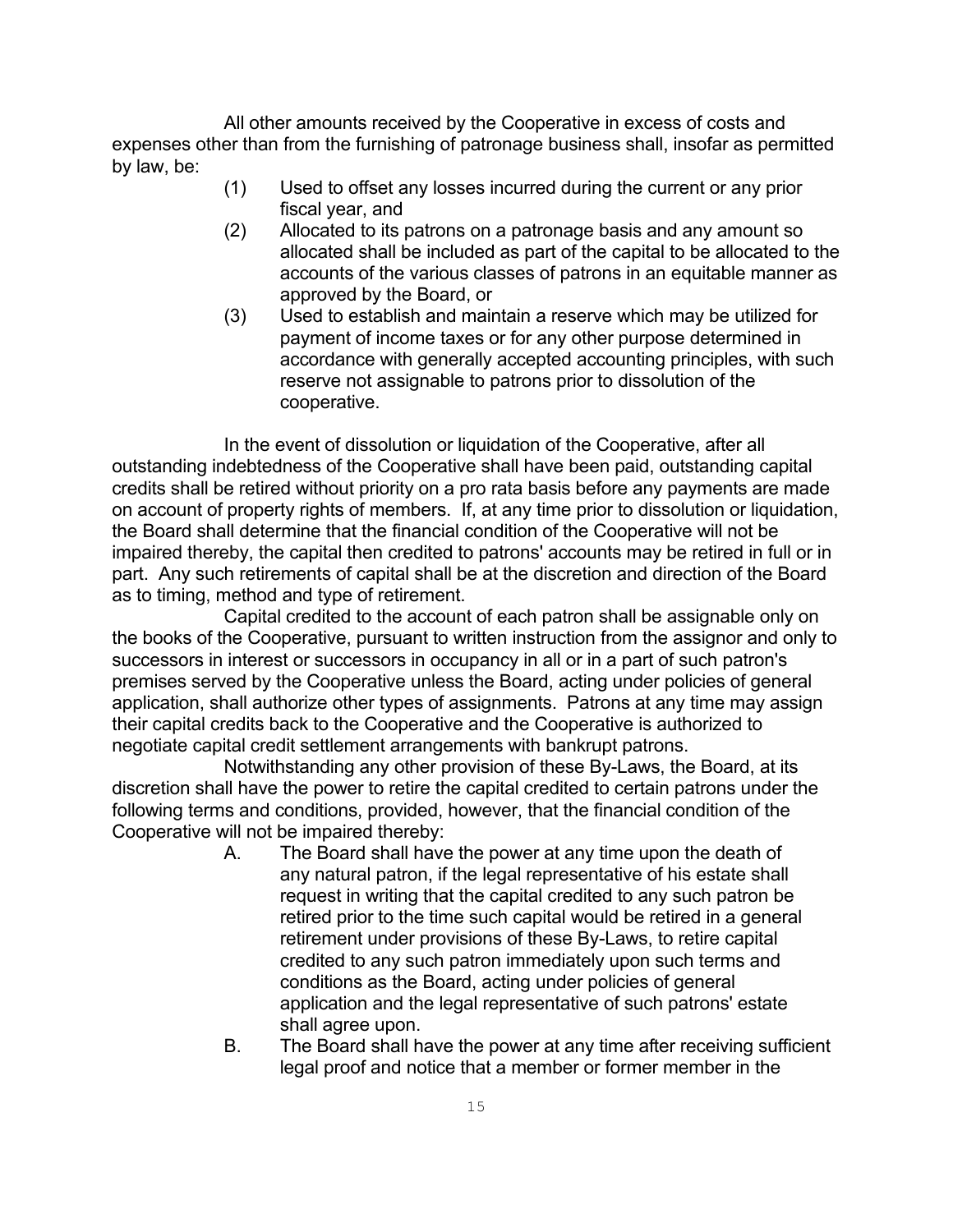All other amounts received by the Cooperative in excess of costs and expenses other than from the furnishing of patronage business shall, insofar as permitted by law, be:

(1) Used to offset any losses incurred during the current or any prior fiscal year, and

(2) Allocated to its patrons on a patronage basis and any amount so allocated shall be included as part of the capital to be allocated to the accounts of the various classes of patrons in an equitable manner as approved by the Board, or

(3) Used to establish and maintain a reserve which may be utilized for payment of income taxes or for any other purpose determined in accordance with generally accepted accounting principles, with such reserve not assignable to patrons prior to dissolution of the cooperative.

In the event of dissolution or liquidation of the Cooperative, after all outstanding indebtedness of the Cooperative shall have been paid, outstanding capital credits shall be retired without priority on a pro rata basis before any payments are made on account of property rights of members. If, at any time prior to dissolution or liquidation, the Board shall determine that the financial condition of the Cooperative will not be impaired thereby, the capital then credited to patrons' accounts may be retired in full or in part. Any such retirements of capital shall be at the discretion and direction of the Board as to timing, method and type of retirement.

Capital credited to the account of each patron shall be assignable only on the books of the Cooperative, pursuant to written instruction from the assignor and only to successors in interest or successors in occupancy in all or in a part of such patron's premises served by the Cooperative unless the Board, acting under policies of general application, shall authorize other types of assignments. Patrons at any time may assign their capital credits back to the Cooperative and the Cooperative is authorized to negotiate capital credit settlement arrangements with bankrupt patrons.

Notwithstanding any other provision of these By-Laws, the Board, at its discretion shall have the power to retire the capital credited to certain patrons under the following terms and conditions, provided, however, that the financial condition of the Cooperative will not be impaired thereby:

A. The Board shall have the power at any time upon the death of any natural patron, if the legal representative of his estate shall request in writing that the capital credited to any such patron be retired prior to the time such capital would be retired in a general retirement under provisions of these By-Laws, to retire capital credited to any such patron immediately upon such terms and conditions as the Board, acting under policies of general application and the legal representative of such patrons' estate shall agree upon.

B. The Board shall have the power at any time after receiving sufficient legal proof and notice that a member or former member in the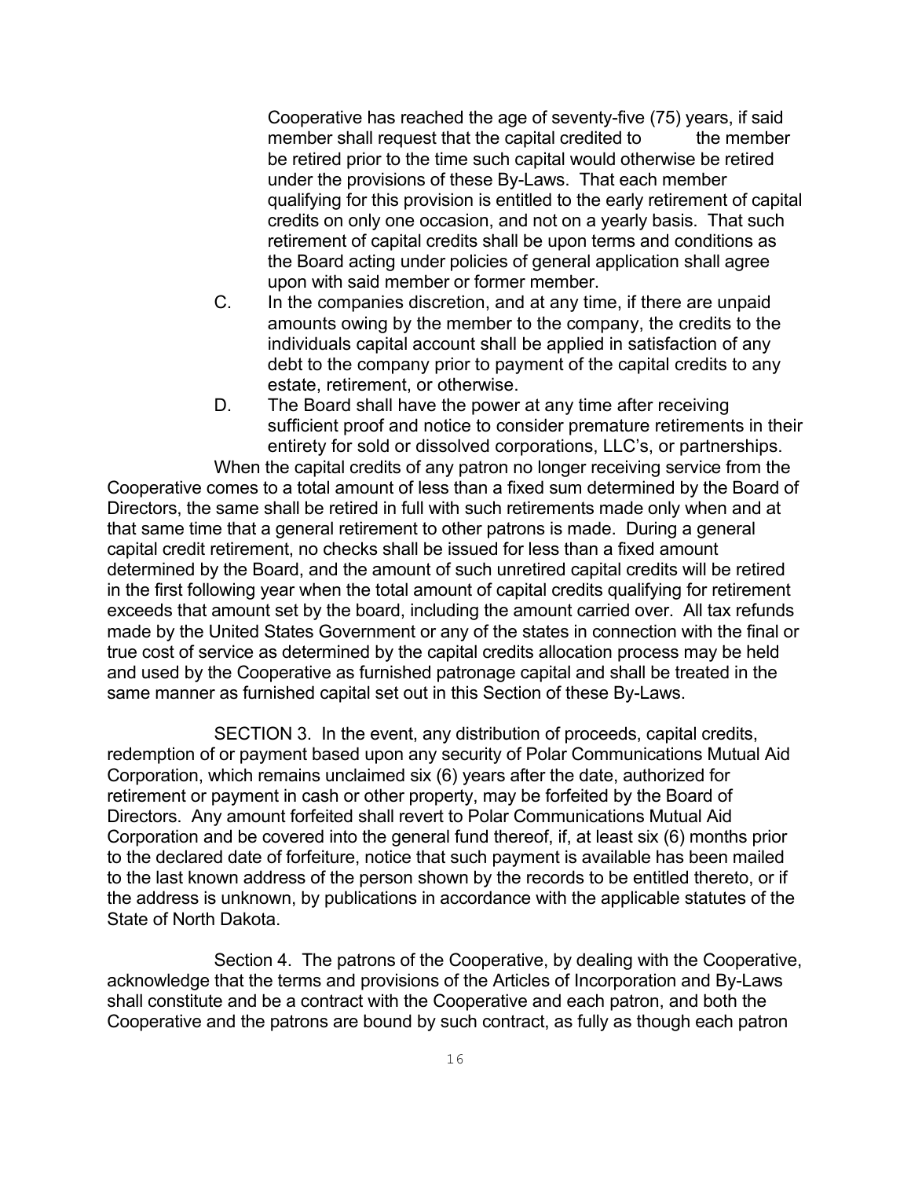Cooperative has reached the age of seventy-five (75) years, if said member shall request that the capital credited to the member be retired prior to the time such capital would otherwise be retired under the provisions of these By-Laws. That each member qualifying for this provision is entitled to the early retirement of capital credits on only one occasion, and not on a yearly basis. That such retirement of capital credits shall be upon terms and conditions as the Board acting under policies of general application shall agree upon with said member or former member.

C. In the companies discretion, and at any time, if there are unpaid amounts owing by the member to the company, the credits to the individuals capital account shall be applied in satisfaction of any debt to the company prior to payment of the capital credits to any estate, retirement, or otherwise.

D. The Board shall have the power at any time after receiving sufficient proof and notice to consider premature retirements in their entirety for sold or dissolved corporations, LLC's, or partnerships.

When the capital credits of any patron no longer receiving service from the Cooperative comes to a total amount of less than a fixed sum determined by the Board of Directors, the same shall be retired in full with such retirements made only when and at that same time that a general retirement to other patrons is made. During a general capital credit retirement, no checks shall be issued for less than a fixed amount determined by the Board, and the amount of such unretired capital credits will be retired in the first following year when the total amount of capital credits qualifying for retirement exceeds that amount set by the board, including the amount carried over. All tax refunds made by the United States Government or any of the states in connection with the final or true cost of service as determined by the capital credits allocation process may be held and used by the Cooperative as furnished patronage capital and shall be treated in the same manner as furnished capital set out in this Section of these By-Laws.

SECTION 3. In the event, any distribution of proceeds, capital credits, redemption of or payment based upon any security of Polar Communications Mutual Aid Corporation, which remains unclaimed six (6) years after the date, authorized for retirement or payment in cash or other property, may be forfeited by the Board of Directors. Any amount forfeited shall revert to Polar Communications Mutual Aid Corporation and be covered into the general fund thereof, if, at least six (6) months prior to the declared date of forfeiture, notice that such payment is available has been mailed to the last known address of the person shown by the records to be entitled thereto, or if the address is unknown, by publications in accordance with the applicable statutes of the State of North Dakota.

Section 4. The patrons of the Cooperative, by dealing with the Cooperative, acknowledge that the terms and provisions of the Articles of Incorporation and By-Laws shall constitute and be a contract with the Cooperative and each patron, and both the Cooperative and the patrons are bound by such contract, as fully as though each patron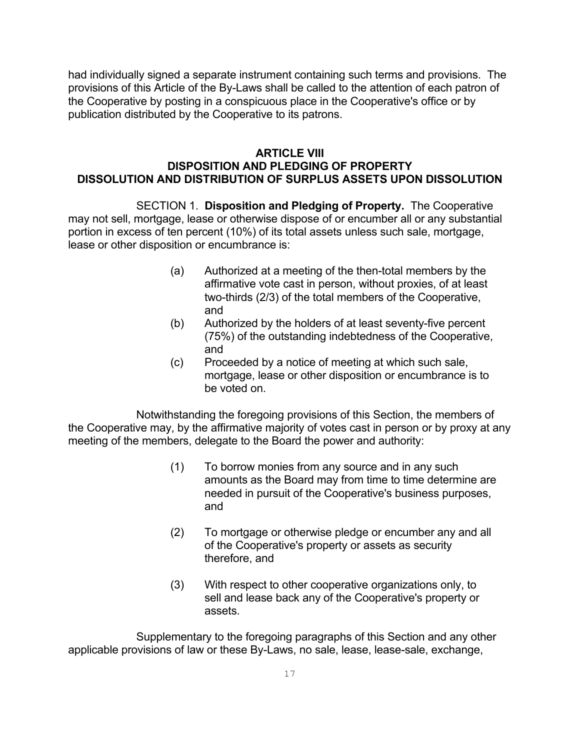had individually signed a separate instrument containing such terms and provisions. The provisions of this Article of the By-Laws shall be called to the attention of each patron of the Cooperative by posting in a conspicuous place in the Cooperative's office or by publication distributed by the Cooperative to its patrons.

## ARTICLE VIII
## DISPOSITION AND PLEDGING OF PROPERTY
## DISSOLUTION AND DISTRIBUTION OF SURPLUS ASSETS UPON DISSOLUTION

SECTION 1. **Disposition and Pledging of Property.** The Cooperative may not sell, mortgage, lease or otherwise dispose of or encumber all or any substantial portion in excess of ten percent (10%) of its total assets unless such sale, mortgage, lease or other disposition or encumbrance is:

(a) Authorized at a meeting of the then-total members by the affirmative vote cast in person, without proxies, of at least two-thirds (2/3) of the total members of the Cooperative, and

(b) Authorized by the holders of at least seventy-five percent (75%) of the outstanding indebtedness of the Cooperative, and

(c) Proceeded by a notice of meeting at which such sale, mortgage, lease or other disposition or encumbrance is to be voted on.

Notwithstanding the foregoing provisions of this Section, the members of the Cooperative may, by the affirmative majority of votes cast in person or by proxy at any meeting of the members, delegate to the Board the power and authority:

(1) To borrow monies from any source and in any such amounts as the Board may from time to time determine are needed in pursuit of the Cooperative's business purposes, and

(2) To mortgage or otherwise pledge or encumber any and all of the Cooperative's property or assets as security therefore, and

(3) With respect to other cooperative organizations only, to sell and lease back any of the Cooperative's property or assets.

Supplementary to the foregoing paragraphs of this Section and any other applicable provisions of law or these By-Laws, no sale, lease, lease-sale, exchange,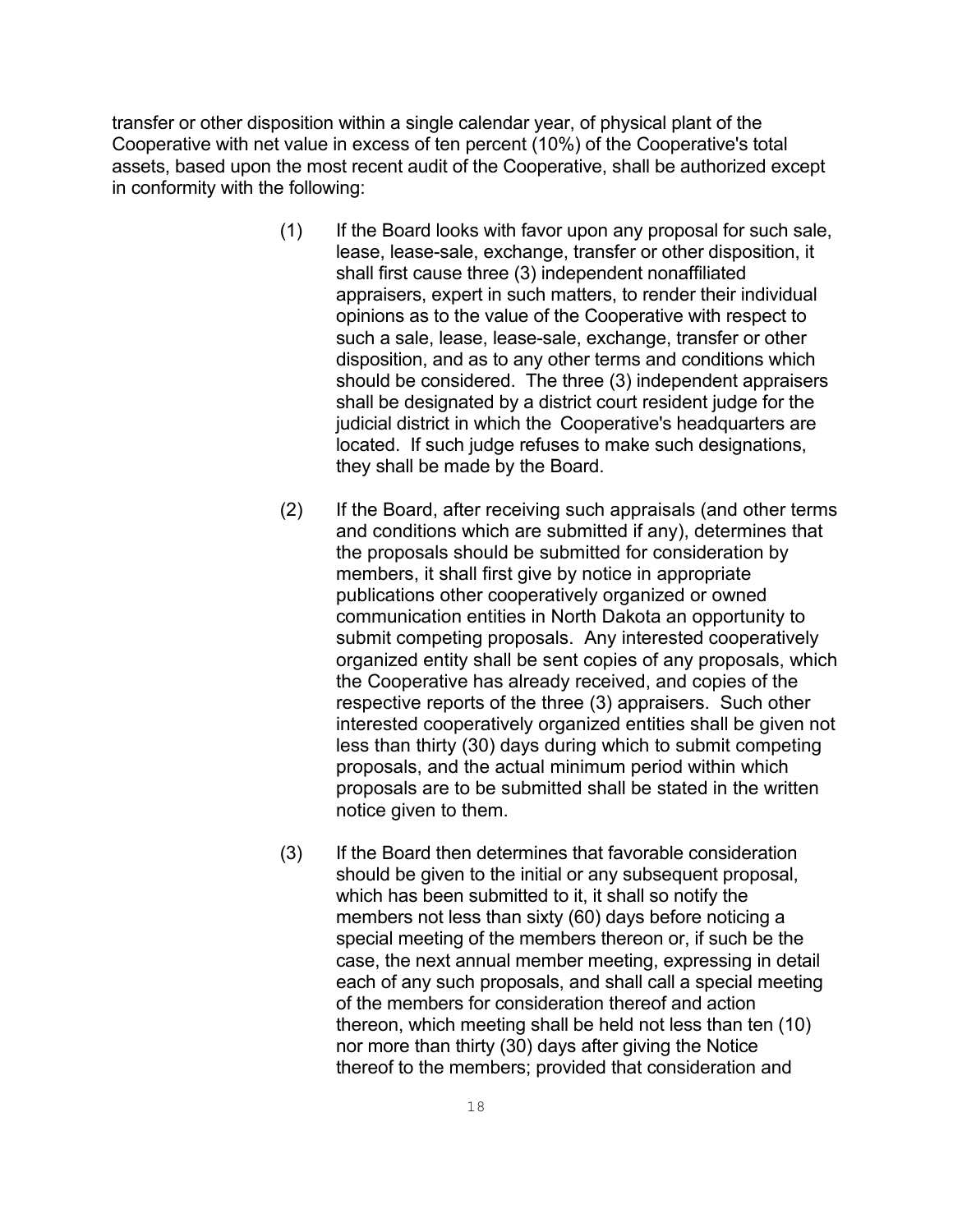transfer or other disposition within a single calendar year, of physical plant of the Cooperative with net value in excess of ten percent (10%) of the Cooperative's total assets, based upon the most recent audit of the Cooperative, shall be authorized except in conformity with the following:

(1) If the Board looks with favor upon any proposal for such sale, lease, lease-sale, exchange, transfer or other disposition, it shall first cause three (3) independent nonaffiliated appraisers, expert in such matters, to render their individual opinions as to the value of the Cooperative with respect to such a sale, lease, lease-sale, exchange, transfer or other disposition, and as to any other terms and conditions which should be considered. The three (3) independent appraisers shall be designated by a district court resident judge for the judicial district in which the Cooperative's headquarters are located. If such judge refuses to make such designations, they shall be made by the Board.

(2) If the Board, after receiving such appraisals (and other terms and conditions which are submitted if any), determines that the proposals should be submitted for consideration by members, it shall first give by notice in appropriate publications other cooperatively organized or owned communication entities in North Dakota an opportunity to submit competing proposals. Any interested cooperatively organized entity shall be sent copies of any proposals, which the Cooperative has already received, and copies of the respective reports of the three (3) appraisers. Such other interested cooperatively organized entities shall be given not less than thirty (30) days during which to submit competing proposals, and the actual minimum period within which proposals are to be submitted shall be stated in the written notice given to them.

(3) If the Board then determines that favorable consideration should be given to the initial or any subsequent proposal, which has been submitted to it, it shall so notify the members not less than sixty (60) days before noticing a special meeting of the members thereon or, if such be the case, the next annual member meeting, expressing in detail each of any such proposals, and shall call a special meeting of the members for consideration thereof and action thereon, which meeting shall be held not less than ten (10) nor more than thirty (30) days after giving the Notice thereof to the members; provided that consideration and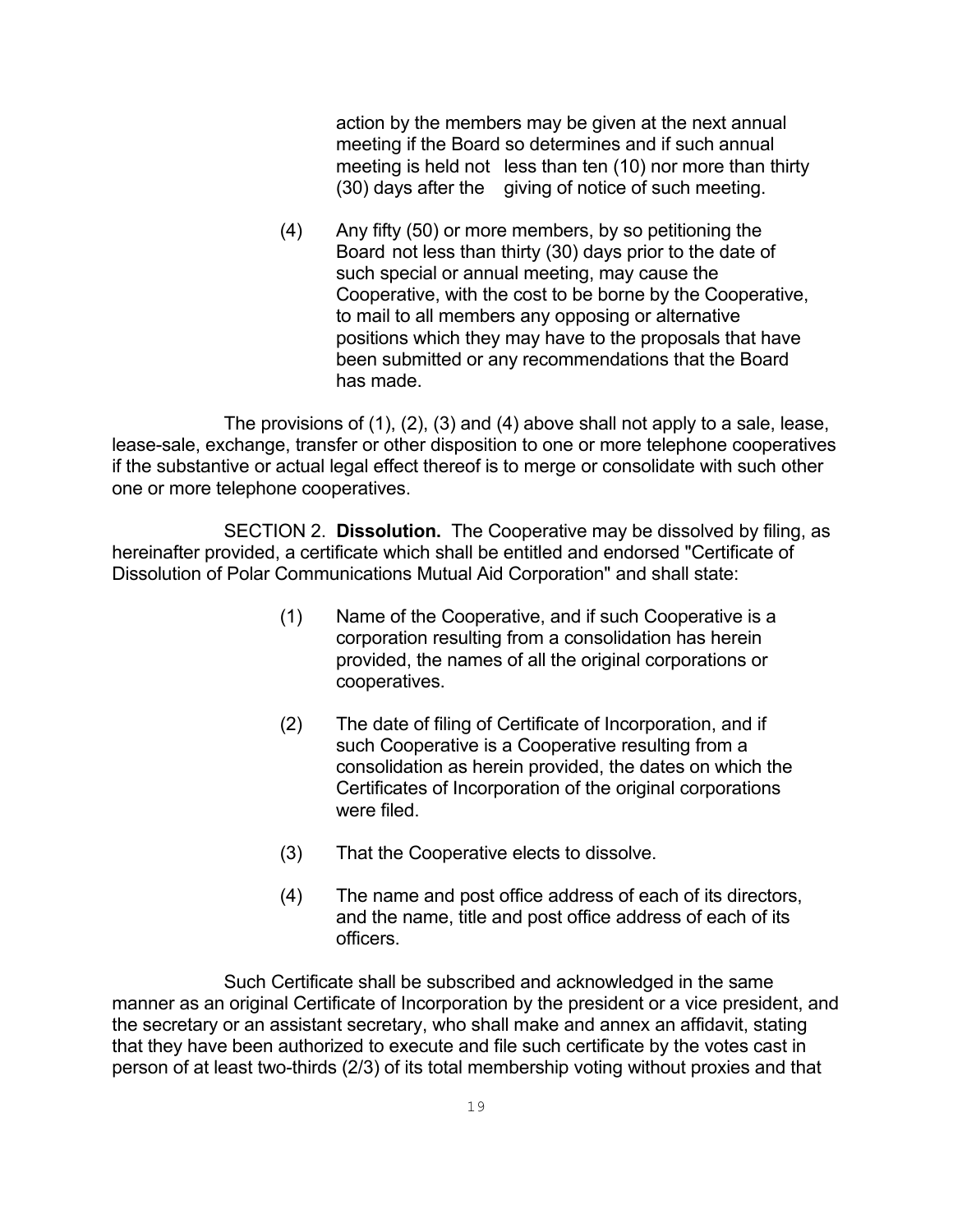action by the members may be given at the next annual meeting if the Board so determines and if such annual meeting is held not less than ten (10) nor more than thirty (30) days after the giving of notice of such meeting.

(4) Any fifty (50) or more members, by so petitioning the Board not less than thirty (30) days prior to the date of such special or annual meeting, may cause the Cooperative, with the cost to be borne by the Cooperative, to mail to all members any opposing or alternative positions which they may have to the proposals that have been submitted or any recommendations that the Board has made.

The provisions of (1), (2), (3) and (4) above shall not apply to a sale, lease, lease-sale, exchange, transfer or other disposition to one or more telephone cooperatives if the substantive or actual legal effect thereof is to merge or consolidate with such other one or more telephone cooperatives.

SECTION 2. **Dissolution.** The Cooperative may be dissolved by filing, as hereinafter provided, a certificate which shall be entitled and endorsed "Certificate of Dissolution of Polar Communications Mutual Aid Corporation" and shall state:

(1) Name of the Cooperative, and if such Cooperative is a corporation resulting from a consolidation has herein provided, the names of all the original corporations or cooperatives.

(2) The date of filing of Certificate of Incorporation, and if such Cooperative is a Cooperative resulting from a consolidation as herein provided, the dates on which the Certificates of Incorporation of the original corporations were filed.

(3) That the Cooperative elects to dissolve.

(4) The name and post office address of each of its directors, and the name, title and post office address of each of its officers.

Such Certificate shall be subscribed and acknowledged in the same manner as an original Certificate of Incorporation by the president or a vice president, and the secretary or an assistant secretary, who shall make and annex an affidavit, stating that they have been authorized to execute and file such certificate by the votes cast in person of at least two-thirds (2/3) of its total membership voting without proxies and that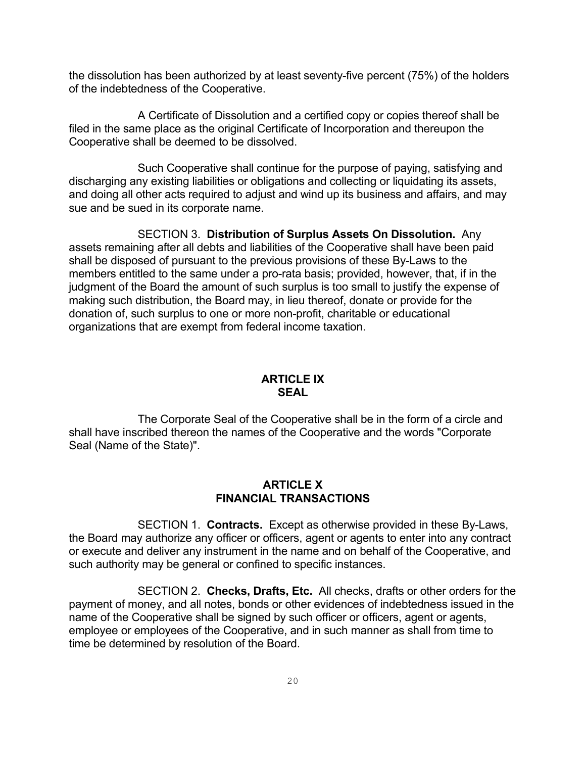the dissolution has been authorized by at least seventy-five percent (75%) of the holders of the indebtedness of the Cooperative.

A Certificate of Dissolution and a certified copy or copies thereof shall be filed in the same place as the original Certificate of Incorporation and thereupon the Cooperative shall be deemed to be dissolved.

Such Cooperative shall continue for the purpose of paying, satisfying and discharging any existing liabilities or obligations and collecting or liquidating its assets, and doing all other acts required to adjust and wind up its business and affairs, and may sue and be sued in its corporate name.

SECTION 3. **Distribution of Surplus Assets On Dissolution.** Any assets remaining after all debts and liabilities of the Cooperative shall have been paid shall be disposed of pursuant to the previous provisions of these By-Laws to the members entitled to the same under a pro-rata basis; provided, however, that, if in the judgment of the Board the amount of such surplus is too small to justify the expense of making such distribution, the Board may, in lieu thereof, donate or provide for the donation of, such surplus to one or more non-profit, charitable or educational organizations that are exempt from federal income taxation.

## ARTICLE IX
## SEAL

The Corporate Seal of the Cooperative shall be in the form of a circle and shall have inscribed thereon the names of the Cooperative and the words "Corporate Seal (Name of the State)".

## ARTICLE X
## FINANCIAL TRANSACTIONS

SECTION 1. **Contracts.** Except as otherwise provided in these By-Laws, the Board may authorize any officer or officers, agent or agents to enter into any contract or execute and deliver any instrument in the name and on behalf of the Cooperative, and such authority may be general or confined to specific instances.

SECTION 2. **Checks, Drafts, Etc.** All checks, drafts or other orders for the payment of money, and all notes, bonds or other evidences of indebtedness issued in the name of the Cooperative shall be signed by such officer or officers, agent or agents, employee or employees of the Cooperative, and in such manner as shall from time to time be determined by resolution of the Board.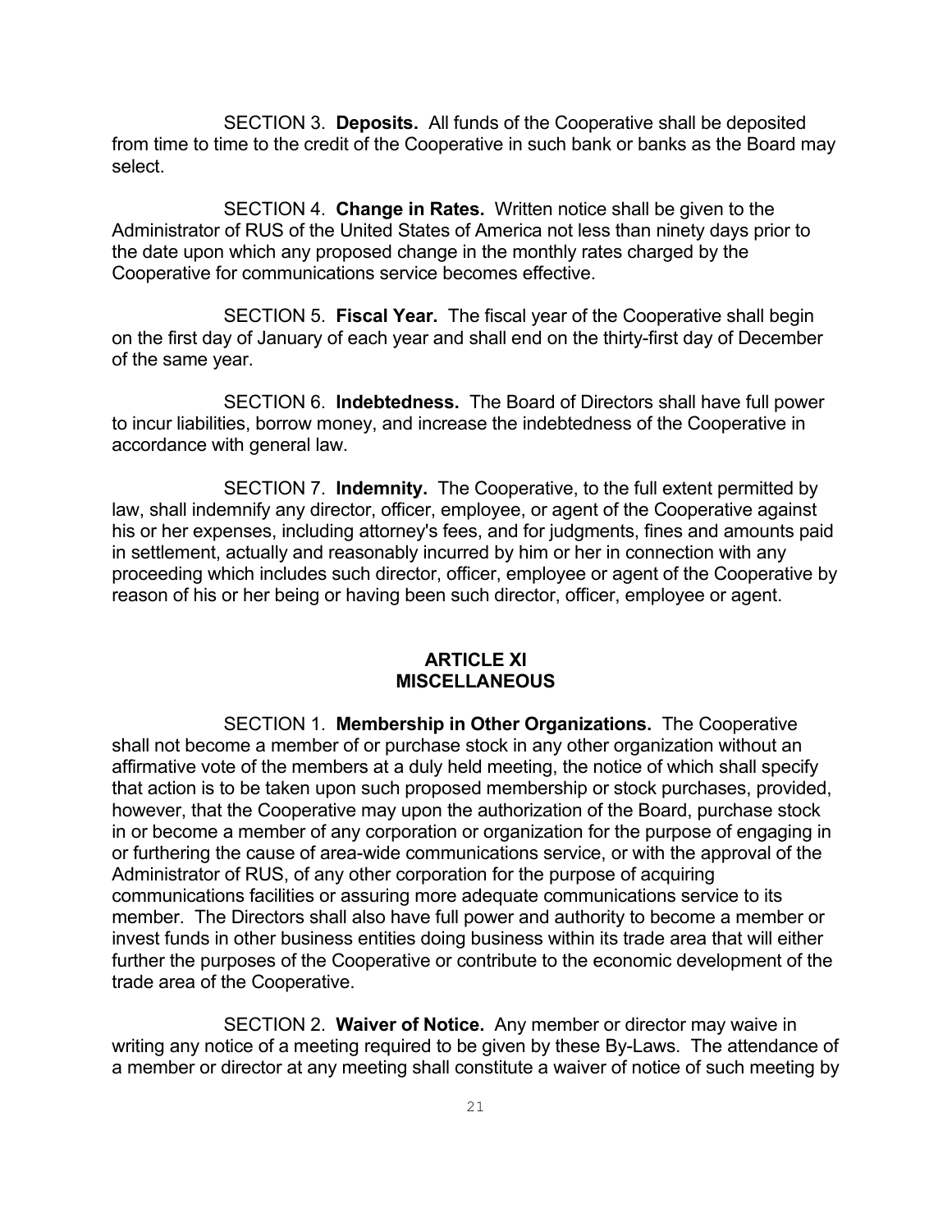SECTION 3. **Deposits.** All funds of the Cooperative shall be deposited from time to time to the credit of the Cooperative in such bank or banks as the Board may select.

SECTION 4. **Change in Rates.** Written notice shall be given to the Administrator of RUS of the United States of America not less than ninety days prior to the date upon which any proposed change in the monthly rates charged by the Cooperative for communications service becomes effective.

SECTION 5. **Fiscal Year.** The fiscal year of the Cooperative shall begin on the first day of January of each year and shall end on the thirty-first day of December of the same year.

SECTION 6. **Indebtedness.** The Board of Directors shall have full power to incur liabilities, borrow money, and increase the indebtedness of the Cooperative in accordance with general law.

SECTION 7. **Indemnity.** The Cooperative, to the full extent permitted by law, shall indemnify any director, officer, employee, or agent of the Cooperative against his or her expenses, including attorney's fees, and for judgments, fines and amounts paid in settlement, actually and reasonably incurred by him or her in connection with any proceeding which includes such director, officer, employee or agent of the Cooperative by reason of his or her being or having been such director, officer, employee or agent.

## ARTICLE XI
## MISCELLANEOUS

SECTION 1. **Membership in Other Organizations.** The Cooperative shall not become a member of or purchase stock in any other organization without an affirmative vote of the members at a duly held meeting, the notice of which shall specify that action is to be taken upon such proposed membership or stock purchases, provided, however, that the Cooperative may upon the authorization of the Board, purchase stock in or become a member of any corporation or organization for the purpose of engaging in or furthering the cause of area-wide communications service, or with the approval of the Administrator of RUS, of any other corporation for the purpose of acquiring communications facilities or assuring more adequate communications service to its member. The Directors shall also have full power and authority to become a member or invest funds in other business entities doing business within its trade area that will either further the purposes of the Cooperative or contribute to the economic development of the trade area of the Cooperative.

SECTION 2. **Waiver of Notice.** Any member or director may waive in writing any notice of a meeting required to be given by these By-Laws. The attendance of a member or director at any meeting shall constitute a waiver of notice of such meeting by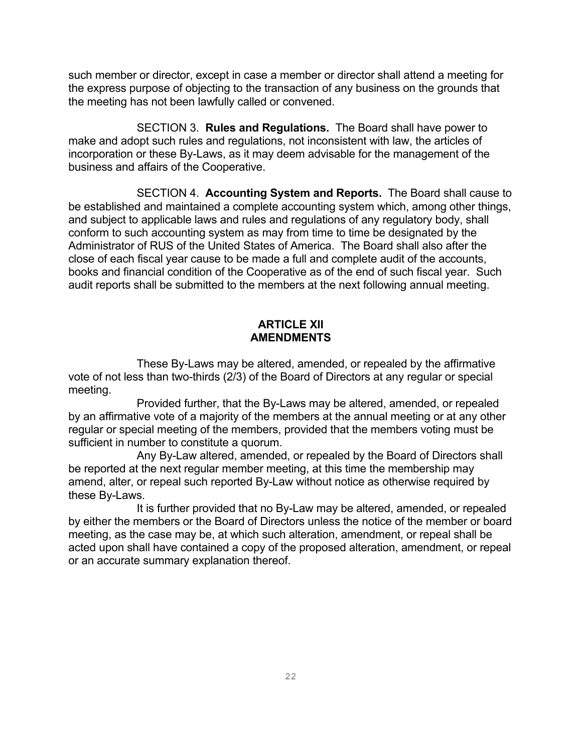such member or director, except in case a member or director shall attend a meeting for the express purpose of objecting to the transaction of any business on the grounds that the meeting has not been lawfully called or convened.

SECTION 3. **Rules and Regulations.** The Board shall have power to make and adopt such rules and regulations, not inconsistent with law, the articles of incorporation or these By-Laws, as it may deem advisable for the management of the business and affairs of the Cooperative.

SECTION 4. **Accounting System and Reports.** The Board shall cause to be established and maintained a complete accounting system which, among other things, and subject to applicable laws and rules and regulations of any regulatory body, shall conform to such accounting system as may from time to time be designated by the Administrator of RUS of the United States of America. The Board shall also after the close of each fiscal year cause to be made a full and complete audit of the accounts, books and financial condition of the Cooperative as of the end of such fiscal year. Such audit reports shall be submitted to the members at the next following annual meeting.

## ARTICLE XII
## AMENDMENTS

These By-Laws may be altered, amended, or repealed by the affirmative vote of not less than two-thirds (2/3) of the Board of Directors at any regular or special meeting.

Provided further, that the By-Laws may be altered, amended, or repealed by an affirmative vote of a majority of the members at the annual meeting or at any other regular or special meeting of the members, provided that the members voting must be sufficient in number to constitute a quorum.

Any By-Law altered, amended, or repealed by the Board of Directors shall be reported at the next regular member meeting, at this time the membership may amend, alter, or repeal such reported By-Law without notice as otherwise required by these By-Laws.

It is further provided that no By-Law may be altered, amended, or repealed by either the members or the Board of Directors unless the notice of the member or board meeting, as the case may be, at which such alteration, amendment, or repeal shall be acted upon shall have contained a copy of the proposed alteration, amendment, or repeal or an accurate summary explanation thereof.